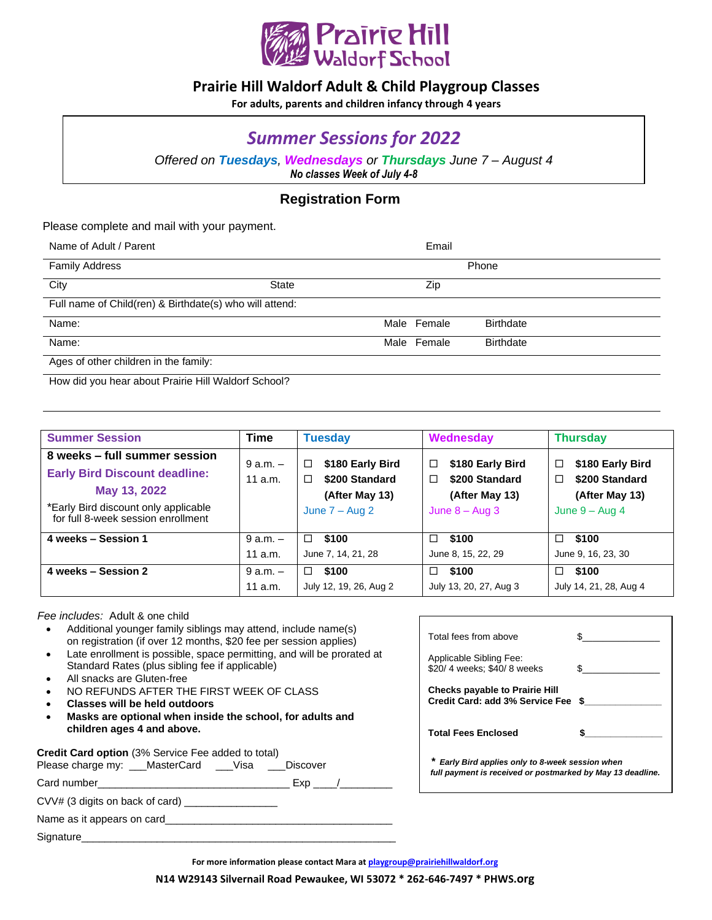# Prairie Hill Waldorf School

## Prairie Hill Waldorf Adult & Child Playgroup Classes

**For adults, parents and children infancy through 4 years**

## *Summer Sessions for 2022*

*Offered on **Tuesdays**, **Wednesdays** or **Thursdays** June 7 – August 4*

***No classes Week of July 4-8***

### Registration Form

Please complete and mail with your payment.

Name of Adult / Parent Email

Family Address Phone

City State Zip

Full name of Child(ren) & Birthdate(s) who will attend:

Name: Male Female Birthdate

Name: Male Female Birthdate

Ages of other children in the family:

How did you hear about Prairie Hill Waldorf School?

| Summer Session | Time | Tuesday | Wednesday | Thursday |
|---|---|---|---|---|
| **8 weeks – full summer session**<br>**Early Bird Discount deadline: May 13, 2022**<br>*Early Bird discount only applicable for full 8-week session enrollment | 9 a.m. – 11 a.m. | ☐ **$180 Early Bird**<br>☐ **$200 Standard (After May 13)**<br>June 7 – Aug 2 | ☐ **$180 Early Bird**<br>☐ **$200 Standard (After May 13)**<br>June 8 – Aug 3 | ☐ **$180 Early Bird**<br>☐ **$200 Standard (After May 13)**<br>June 9 – Aug 4 |
| **4 weeks – Session 1** | 9 a.m. – 11 a.m. | ☐ **$100**<br>June 7, 14, 21, 28 | ☐ **$100**<br>June 8, 15, 22, 29 | ☐ **$100**<br>June 9, 16, 23, 30 |
| **4 weeks – Session 2** | 9 a.m. – 11 a.m. | ☐ **$100**<br>July 12, 19, 26, Aug 2 | ☐ **$100**<br>July 13, 20, 27, Aug 3 | ☐ **$100**<br>July 14, 21, 28, Aug 4 |

*Fee includes:* Adult & one child

- Additional younger family siblings may attend, include name(s) on registration (if over 12 months, $20 fee per session applies)
- Late enrollment is possible, space permitting, and will be prorated at Standard Rates (plus sibling fee if applicable)
- All snacks are Gluten-free
- NO REFUNDS AFTER THE FIRST WEEK OF CLASS
- **Classes will be held outdoors**
- **Masks are optional when inside the school, for adults and children ages 4 and above.**

**Credit Card option** (3% Service Fee added to total)
Please charge my: ___MasterCard ___Visa ___Discover

Card number_________________________________ Exp ____/_________

CVV# (3 digits on back of card) ________________

Name as it appears on card_______________________________________

Signature________________________________________________________

Total fees from above $______________

Applicable Sibling Fee: $20/ 4 weeks; $40/ 8 weeks $______________

**Checks payable to Prairie Hill**
**Credit Card: add 3% Service Fee $**______________

**Total Fees Enclosed $**______________

***\* Early Bird applies only to 8-week session when full payment is received or postmarked by May 13 deadline.***

**For more information please contact Mara at playgroup@prairiehillwaldorf.org**

**N14 W29143 Silvernail Road Pewaukee, WI 53072 * 262-646-7497 * PHWS.org**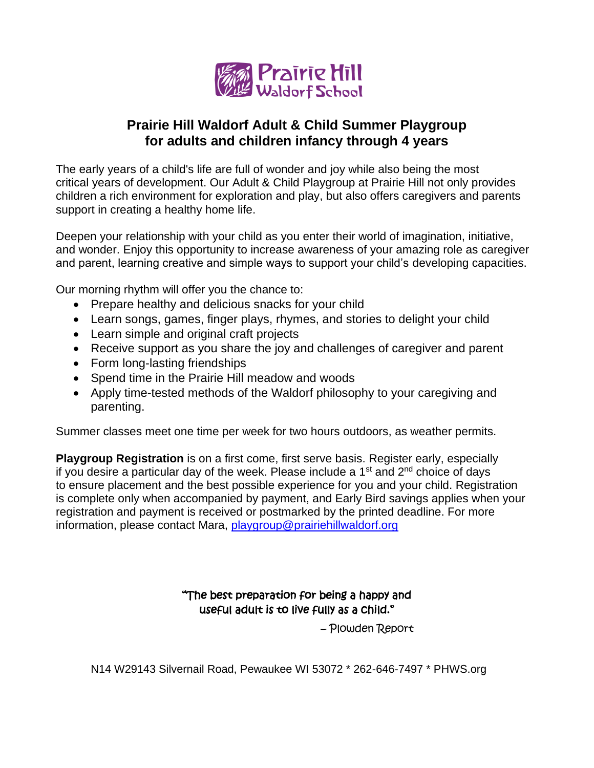Prairie Hill Waldorf School

## Prairie Hill Waldorf Adult & Child Summer Playgroup for adults and children infancy through 4 years

The early years of a child's life are full of wonder and joy while also being the most critical years of development. Our Adult & Child Playgroup at Prairie Hill not only provides children a rich environment for exploration and play, but also offers caregivers and parents support in creating a healthy home life.

Deepen your relationship with your child as you enter their world of imagination, initiative, and wonder. Enjoy this opportunity to increase awareness of your amazing role as caregiver and parent, learning creative and simple ways to support your child's developing capacities.

Our morning rhythm will offer you the chance to:

- Prepare healthy and delicious snacks for your child
- Learn songs, games, finger plays, rhymes, and stories to delight your child
- Learn simple and original craft projects
- Receive support as you share the joy and challenges of caregiver and parent
- Form long-lasting friendships
- Spend time in the Prairie Hill meadow and woods
- Apply time-tested methods of the Waldorf philosophy to your caregiving and parenting.

Summer classes meet one time per week for two hours outdoors, as weather permits.

**Playgroup Registration** is on a first come, first serve basis. Register early, especially if you desire a particular day of the week. Please include a 1st and 2nd choice of days to ensure placement and the best possible experience for you and your child. Registration is complete only when accompanied by payment, and Early Bird savings applies when your registration and payment is received or postmarked by the printed deadline. For more information, please contact Mara, playgroup@prairiehillwaldorf.org

"The best preparation for being a happy and useful adult is to live fully as a child."

– Plowden Report

N14 W29143 Silvernail Road, Pewaukee WI 53072 * 262-646-7497 * PHWS.org